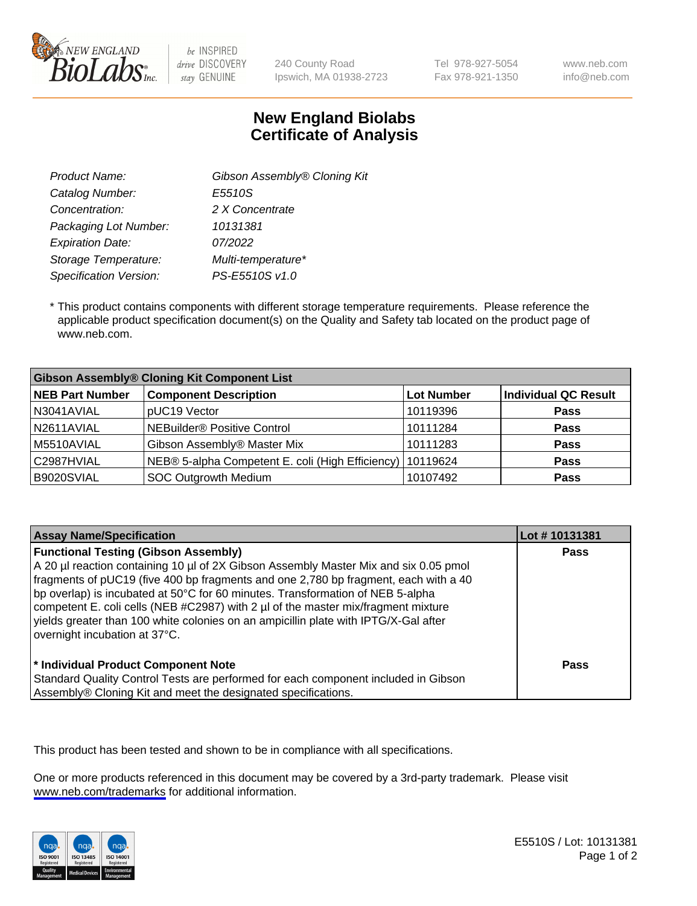New England BioLabs Inc. — be INSPIRED drive DISCOVERY stay GENUINE

240 County Road
Ipswich, MA 01938-2723

Tel 978-927-5054
Fax 978-921-1350

www.neb.com
info@neb.com

# New England Biolabs
# Certificate of Analysis

| | |
|---|---|
| *Product Name:* | *Gibson Assembly® Cloning Kit* |
| *Catalog Number:* | *E5510S* |
| *Concentration:* | *2 X Concentrate* |
| *Packaging Lot Number:* | *10131381* |
| *Expiration Date:* | *07/2022* |
| *Storage Temperature:* | *Multi-temperature** |
| *Specification Version:* | *PS-E5510S v1.0* |

* This product contains components with different storage temperature requirements. Please reference the applicable product specification document(s) on the Quality and Safety tab located on the product page of www.neb.com.

| **Gibson Assembly® Cloning Kit Component List** | | | |
|---|---|---|---|
| **NEB Part Number** | **Component Description** | **Lot Number** | **Individual QC Result** |
| N3041AVIAL | pUC19 Vector | 10119396 | **Pass** |
| N2611AVIAL | NEBuilder® Positive Control | 10111284 | **Pass** |
| M5510AVIAL | Gibson Assembly® Master Mix | 10111283 | **Pass** |
| C2987HVIAL | NEB® 5-alpha Competent E. coli (High Efficiency) | 10119624 | **Pass** |
| B9020SVIAL | SOC Outgrowth Medium | 10107492 | **Pass** |

| **Assay Name/Specification** | **Lot # 10131381** |
|---|---|
| **Functional Testing (Gibson Assembly)** A 20 µl reaction containing 10 µl of 2X Gibson Assembly Master Mix and six 0.05 pmol fragments of pUC19 (five 400 bp fragments and one 2,780 bp fragment, each with a 40 bp overlap) is incubated at 50°C for 60 minutes. Transformation of NEB 5-alpha competent E. coli cells (NEB #C2987) with 2 µl of the master mix/fragment mixture yields greater than 100 white colonies on an ampicillin plate with IPTG/X-Gal after overnight incubation at 37°C. | **Pass** |
| *** Individual Product Component Note** Standard Quality Control Tests are performed for each component included in Gibson Assembly® Cloning Kit and meet the designated specifications. | **Pass** |

This product has been tested and shown to be in compliance with all specifications.

One or more products referenced in this document may be covered by a 3rd-party trademark. Please visit www.neb.com/trademarks for additional information.

E5510S / Lot: 10131381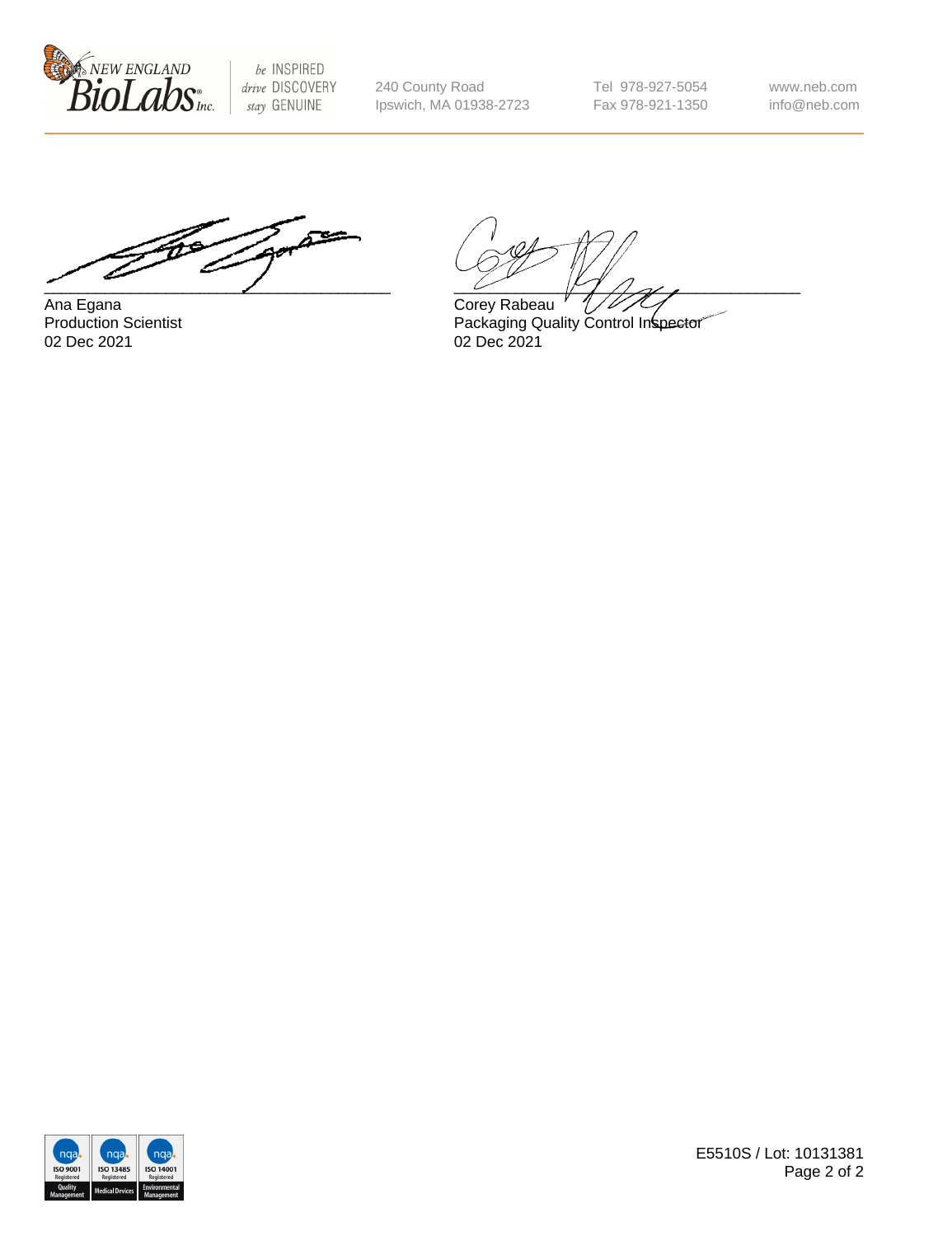Ana Egana
Production Scientist
02 Dec 2021

Corey Rabeau
Packaging Quality Control Inspector
02 Dec 2021

E5510S / Lot: 10131381